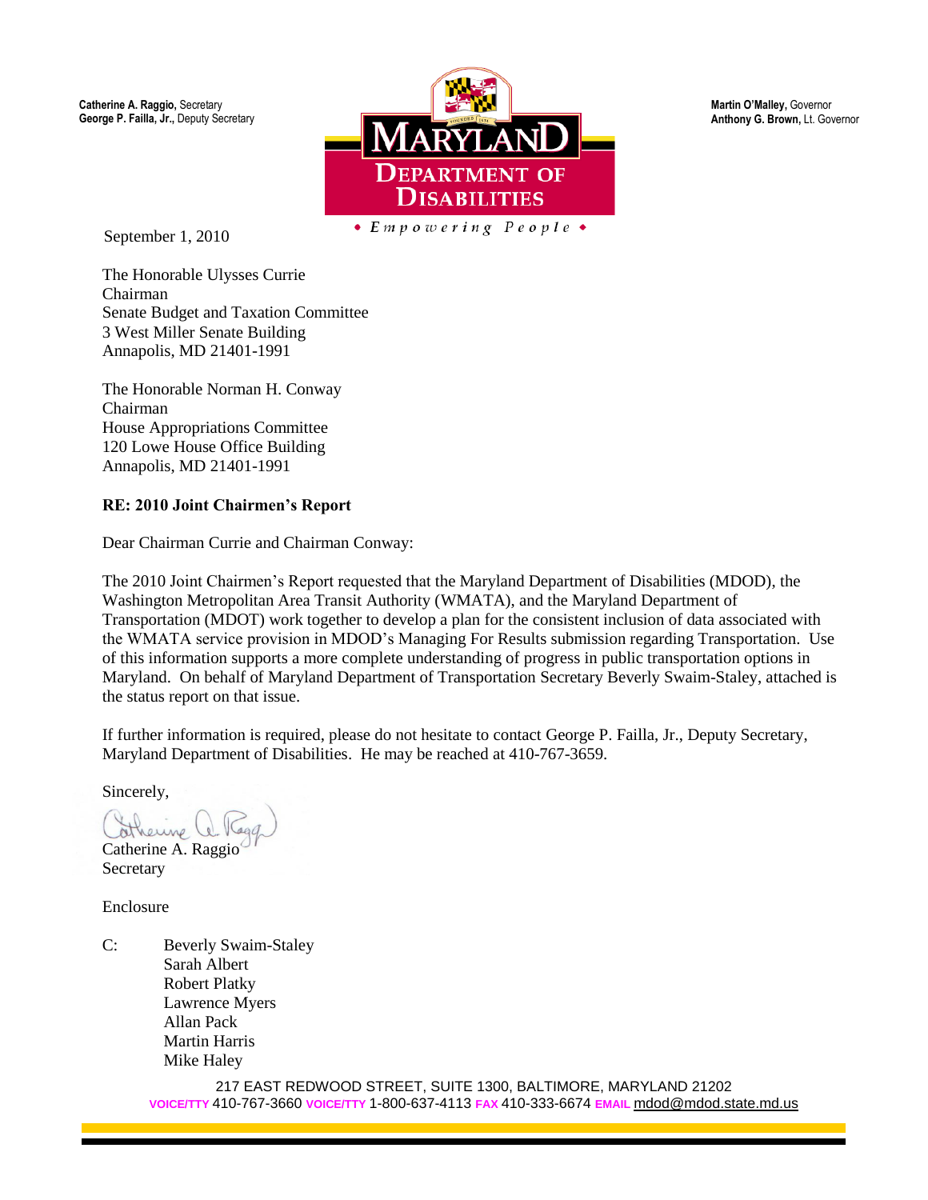**Catherine A. Raggio,** Secretary
**George P. Failla, Jr.,** Deputy Secretary

**MARYLAND DEPARTMENT OF DISABILITIES**

*• Empowering People •*

**Martin O'Malley,** Governor
**Anthony G. Brown,** Lt. Governor

September 1, 2010

The Honorable Ulysses Currie
Chairman
Senate Budget and Taxation Committee
3 West Miller Senate Building
Annapolis, MD 21401-1991

The Honorable Norman H. Conway
Chairman
House Appropriations Committee
120 Lowe House Office Building
Annapolis, MD 21401-1991

**RE: 2010 Joint Chairmen's Report**

Dear Chairman Currie and Chairman Conway:

The 2010 Joint Chairmen's Report requested that the Maryland Department of Disabilities (MDOD), the Washington Metropolitan Area Transit Authority (WMATA), and the Maryland Department of Transportation (MDOT) work together to develop a plan for the consistent inclusion of data associated with the WMATA service provision in MDOD's Managing For Results submission regarding Transportation. Use of this information supports a more complete understanding of progress in public transportation options in Maryland. On behalf of Maryland Department of Transportation Secretary Beverly Swaim-Staley, attached is the status report on that issue.

If further information is required, please do not hesitate to contact George P. Failla, Jr., Deputy Secretary, Maryland Department of Disabilities. He may be reached at 410-767-3659.

Sincerely,

Catherine A. Raggio
Secretary

Enclosure

C: Beverly Swaim-Staley
Sarah Albert
Robert Platky
Lawrence Myers
Allan Pack
Martin Harris
Mike Haley

217 EAST REDWOOD STREET, SUITE 1300, BALTIMORE, MARYLAND 21202
VOICE/TTY 410-767-3660 VOICE/TTY 1-800-637-4113 FAX 410-333-6674 EMAIL mdod@mdod.state.md.us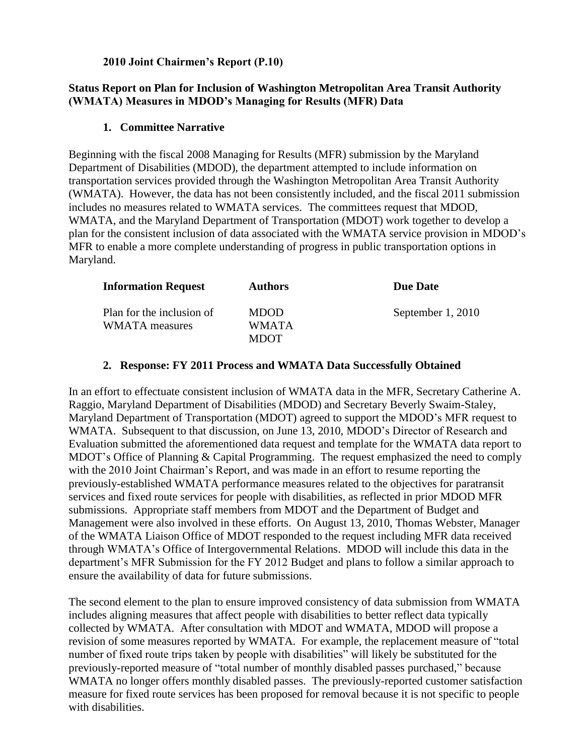**2010 Joint Chairmen's Report (P.10)**

**Status Report on Plan for Inclusion of Washington Metropolitan Area Transit Authority (WMATA) Measures in MDOD's Managing for Results (MFR) Data**

## 1. Committee Narrative

Beginning with the fiscal 2008 Managing for Results (MFR) submission by the Maryland Department of Disabilities (MDOD), the department attempted to include information on transportation services provided through the Washington Metropolitan Area Transit Authority (WMATA). However, the data has not been consistently included, and the fiscal 2011 submission includes no measures related to WMATA services. The committees request that MDOD, WMATA, and the Maryland Department of Transportation (MDOT) work together to develop a plan for the consistent inclusion of data associated with the WMATA service provision in MDOD's MFR to enable a more complete understanding of progress in public transportation options in Maryland.

| Information Request | Authors | Due Date |
|---|---|---|
| Plan for the inclusion of WMATA measures | MDOD<br>WMATA<br>MDOT | September 1, 2010 |

## 2. Response: FY 2011 Process and WMATA Data Successfully Obtained

In an effort to effectuate consistent inclusion of WMATA data in the MFR, Secretary Catherine A. Raggio, Maryland Department of Disabilities (MDOD) and Secretary Beverly Swaim-Staley, Maryland Department of Transportation (MDOT) agreed to support the MDOD's MFR request to WMATA. Subsequent to that discussion, on June 13, 2010, MDOD's Director of Research and Evaluation submitted the aforementioned data request and template for the WMATA data report to MDOT's Office of Planning & Capital Programming. The request emphasized the need to comply with the 2010 Joint Chairman's Report, and was made in an effort to resume reporting the previously-established WMATA performance measures related to the objectives for paratransit services and fixed route services for people with disabilities, as reflected in prior MDOD MFR submissions. Appropriate staff members from MDOT and the Department of Budget and Management were also involved in these efforts. On August 13, 2010, Thomas Webster, Manager of the WMATA Liaison Office of MDOT responded to the request including MFR data received through WMATA's Office of Intergovernmental Relations. MDOD will include this data in the department's MFR Submission for the FY 2012 Budget and plans to follow a similar approach to ensure the availability of data for future submissions.

The second element to the plan to ensure improved consistency of data submission from WMATA includes aligning measures that affect people with disabilities to better reflect data typically collected by WMATA. After consultation with MDOT and WMATA, MDOD will propose a revision of some measures reported by WMATA. For example, the replacement measure of "total number of fixed route trips taken by people with disabilities" will likely be substituted for the previously-reported measure of "total number of monthly disabled passes purchased," because WMATA no longer offers monthly disabled passes. The previously-reported customer satisfaction measure for fixed route services has been proposed for removal because it is not specific to people with disabilities.